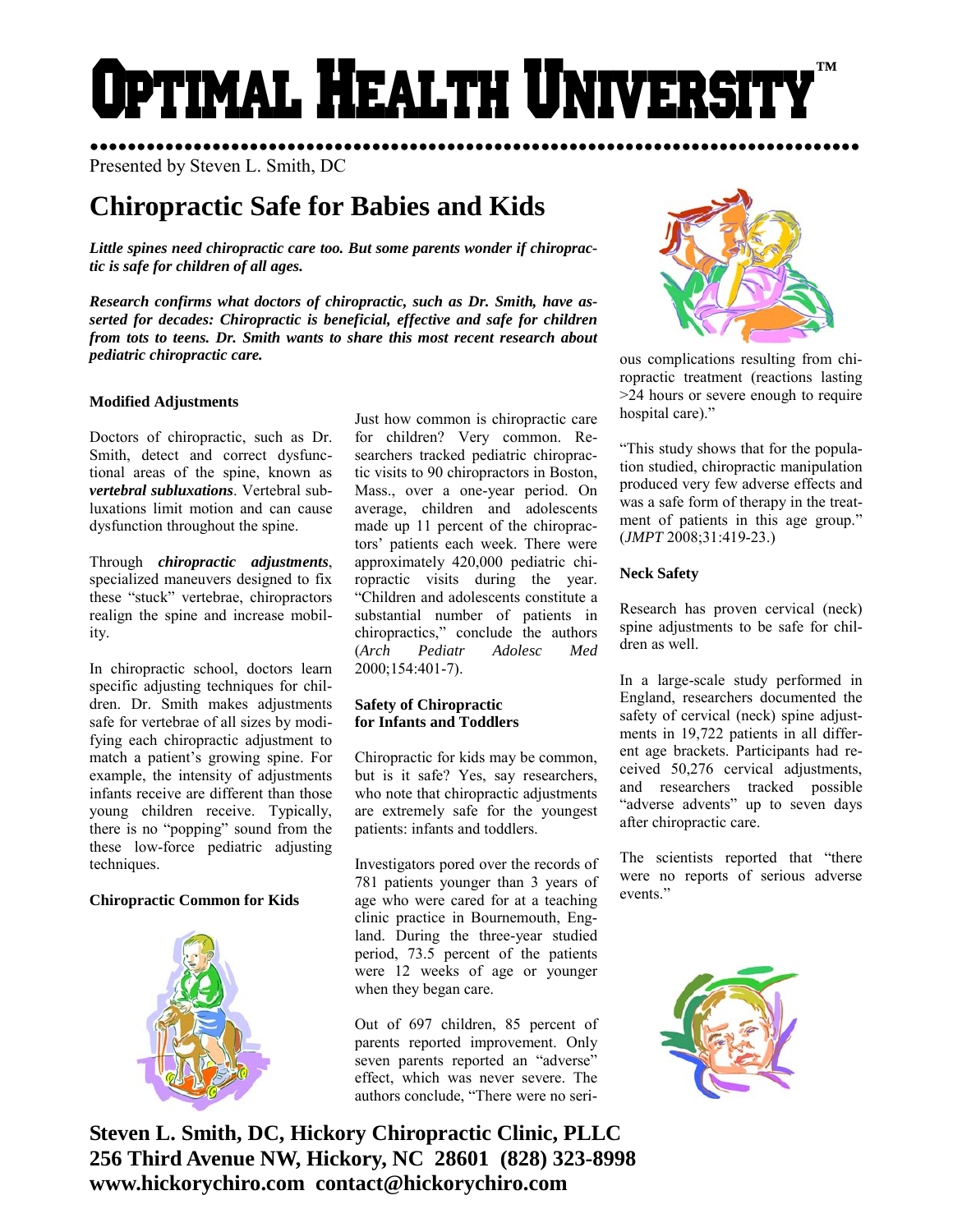# Optimal Health University™

Presented by Steven L. Smith, DC

## Chiropractic Safe for Babies and Kids

***Little spines need chiropractic care too. But some parents wonder if chiropractic is safe for children of all ages.***

***Research confirms what doctors of chiropractic, such as Dr. Smith, have asserted for decades: Chiropractic is beneficial, effective and safe for children from tots to teens. Dr. Smith wants to share this most recent research about pediatric chiropractic care.***

### Modified Adjustments

Doctors of chiropractic, such as Dr. Smith, detect and correct dysfunctional areas of the spine, known as ***vertebral subluxations***. Vertebral subluxations limit motion and can cause dysfunction throughout the spine.

Through ***chiropractic adjustments***, specialized maneuvers designed to fix these "stuck" vertebrae, chiropractors realign the spine and increase mobility.

In chiropractic school, doctors learn specific adjusting techniques for children. Dr. Smith makes adjustments safe for vertebrae of all sizes by modifying each chiropractic adjustment to match a patient's growing spine. For example, the intensity of adjustments infants receive are different than those young children receive. Typically, there is no "popping" sound from the these low-force pediatric adjusting techniques.

### Chiropractic Common for Kids

Just how common is chiropractic care for children? Very common. Researchers tracked pediatric chiropractic visits to 90 chiropractors in Boston, Mass., over a one-year period. On average, children and adolescents made up 11 percent of the chiropractors' patients each week. There were approximately 420,000 pediatric chiropractic visits during the year. "Children and adolescents constitute a substantial number of patients in chiropractics," conclude the authors (*Arch Pediatr Adolesc Med* 2000;154:401-7).

### Safety of Chiropractic for Infants and Toddlers

Chiropractic for kids may be common, but is it safe? Yes, say researchers, who note that chiropractic adjustments are extremely safe for the youngest patients: infants and toddlers.

Investigators pored over the records of 781 patients younger than 3 years of age who were cared for at a teaching clinic practice in Bournemouth, England. During the three-year studied period, 73.5 percent of the patients were 12 weeks of age or younger when they began care.

Out of 697 children, 85 percent of parents reported improvement. Only seven parents reported an "adverse" effect, which was never severe. The authors conclude, "There were no serious complications resulting from chiropractic treatment (reactions lasting >24 hours or severe enough to require hospital care)."

"This study shows that for the population studied, chiropractic manipulation produced very few adverse effects and was a safe form of therapy in the treatment of patients in this age group." (*JMPT* 2008;31:419-23.)

### Neck Safety

Research has proven cervical (neck) spine adjustments to be safe for children as well.

In a large-scale study performed in England, researchers documented the safety of cervical (neck) spine adjustments in 19,722 patients in all different age brackets. Participants had received 50,276 cervical adjustments, and researchers tracked possible "adverse advents" up to seven days after chiropractic care.

The scientists reported that "there were no reports of serious adverse events."

**Steven L. Smith, DC, Hickory Chiropractic Clinic, PLLC**
**256 Third Avenue NW, Hickory, NC 28601 (828) 323-8998**
**www.hickorychiro.com contact@hickorychiro.com**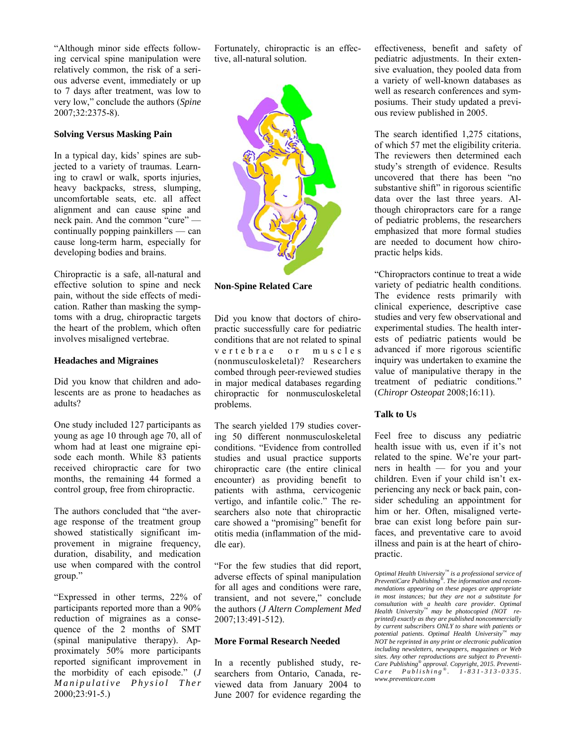"Although minor side effects following cervical spine manipulation were relatively common, the risk of a serious adverse event, immediately or up to 7 days after treatment, was low to very low," conclude the authors (*Spine* 2007;32:2375-8).

### Solving Versus Masking Pain

In a typical day, kids' spines are subjected to a variety of traumas. Learning to crawl or walk, sports injuries, heavy backpacks, stress, slumping, uncomfortable seats, etc. all affect alignment and can cause spine and neck pain. And the common "cure" — continually popping painkillers — can cause long-term harm, especially for developing bodies and brains.

Chiropractic is a safe, all-natural and effective solution to spine and neck pain, without the side effects of medication. Rather than masking the symptoms with a drug, chiropractic targets the heart of the problem, which often involves misaligned vertebrae.

### Headaches and Migraines

Did you know that children and adolescents are as prone to headaches as adults?

One study included 127 participants as young as age 10 through age 70, all of whom had at least one migraine episode each month. While 83 patients received chiropractic care for two months, the remaining 44 formed a control group, free from chiropractic.

The authors concluded that "the average response of the treatment group showed statistically significant improvement in migraine frequency, duration, disability, and medication use when compared with the control group."

"Expressed in other terms, 22% of participants reported more than a 90% reduction of migraines as a consequence of the 2 months of SMT (spinal manipulative therapy). Approximately 50% more participants reported significant improvement in the morbidity of each episode." (*J Manipulative Physiol Ther* 2000;23:91-5.)

Fortunately, chiropractic is an effective, all-natural solution.

### Non-Spine Related Care

Did you know that doctors of chiropractic successfully care for pediatric conditions that are not related to spinal vertebrae or muscles (nonmusculoskeletal)? Researchers combed through peer-reviewed studies in major medical databases regarding chiropractic for nonmusculoskeletal problems.

The search yielded 179 studies covering 50 different nonmusculoskeletal conditions. "Evidence from controlled studies and usual practice supports chiropractic care (the entire clinical encounter) as providing benefit to patients with asthma, cervicogenic vertigo, and infantile colic." The researchers also note that chiropractic care showed a "promising" benefit for otitis media (inflammation of the middle ear).

"For the few studies that did report, adverse effects of spinal manipulation for all ages and conditions were rare, transient, and not severe," conclude the authors (*J Altern Complement Med* 2007;13:491-512).

### More Formal Research Needed

In a recently published study, researchers from Ontario, Canada, reviewed data from January 2004 to June 2007 for evidence regarding the effectiveness, benefit and safety of pediatric adjustments. In their extensive evaluation, they pooled data from a variety of well-known databases as well as research conferences and symposiums. Their study updated a previous review published in 2005.

The search identified 1,275 citations, of which 57 met the eligibility criteria. The reviewers then determined each study's strength of evidence. Results uncovered that there has been "no substantive shift" in rigorous scientific data over the last three years. Although chiropractors care for a range of pediatric problems, the researchers emphasized that more formal studies are needed to document how chiropractic helps kids.

"Chiropractors continue to treat a wide variety of pediatric health conditions. The evidence rests primarily with clinical experience, descriptive case studies and very few observational and experimental studies. The health interests of pediatric patients would be advanced if more rigorous scientific inquiry was undertaken to examine the value of manipulative therapy in the treatment of pediatric conditions." (*Chiropr Osteopat* 2008;16:11).

### Talk to Us

Feel free to discuss any pediatric health issue with us, even if it's not related to the spine. We're your partners in health — for you and your children. Even if your child isn't experiencing any neck or back pain, consider scheduling an appointment for him or her. Often, misaligned vertebrae can exist long before pain surfaces, and preventative care to avoid illness and pain is at the heart of chiropractic.

*Optimal Health University™ is a professional service of PreventiCare Publishing®. The information and recommendations appearing on these pages are appropriate in most instances; but they are not a substitute for consultation with a health care provider. Optimal Health University™ may be photocopied (NOT reprinted) exactly as they are published noncommercially by current subscribers ONLY to share with patients or potential patients. Optimal Health University™ may NOT be reprinted in any print or electronic publication including newsletters, newspapers, magazines or Web sites. Any other reproductions are subject to PreventiCare Publishing® approval. Copyright, 2015. PreventiCare Publishing®. 1-831-313-0335. www.preventicare.com*